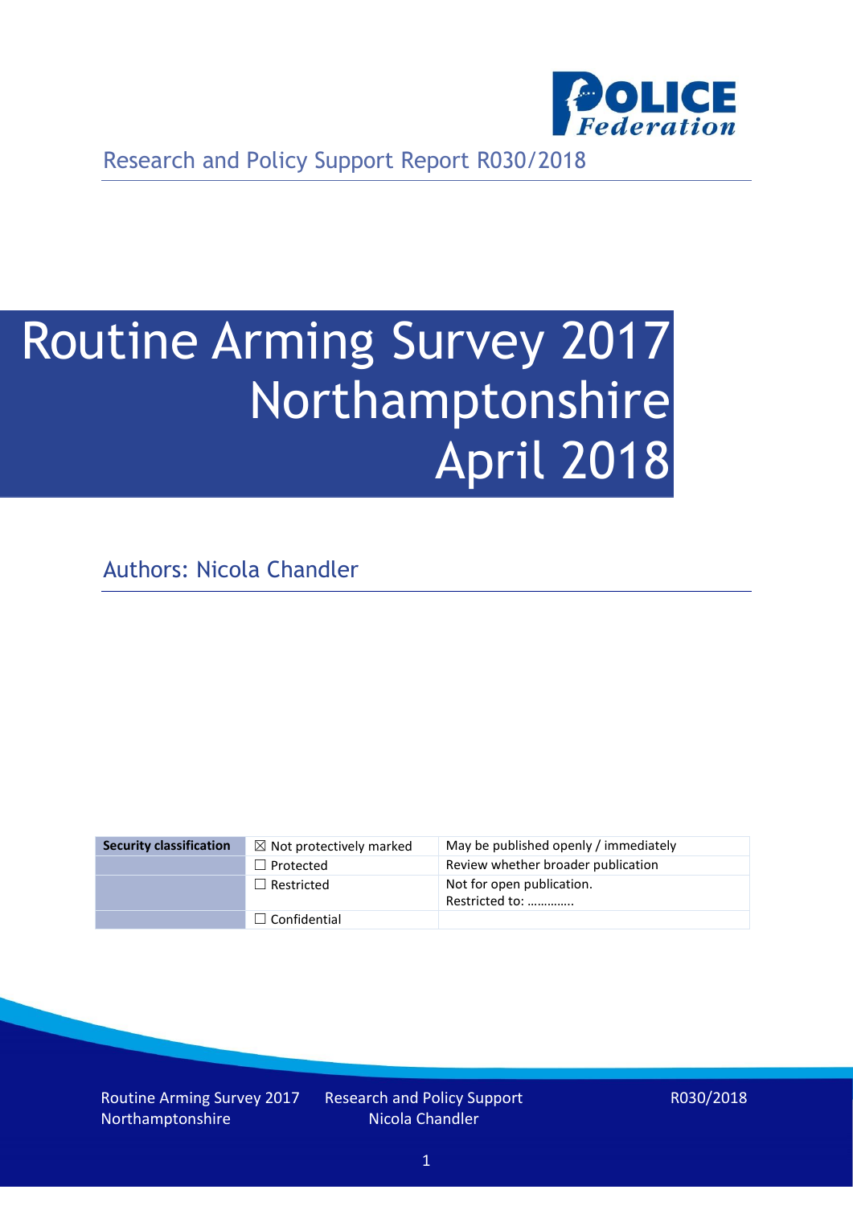Police Federation

Research and Policy Support Report R030/2018

# Routine Arming Survey 2017 Northamptonshire April 2018

Authors: Nicola Chandler

| Security classification | ☒ Not protectively marked | May be published openly / immediately |
|---|---|---|
| | ☐ Protected | Review whether broader publication |
| | ☐ Restricted | Not for open publication. Restricted to: ………….. |
| | ☐ Confidential | |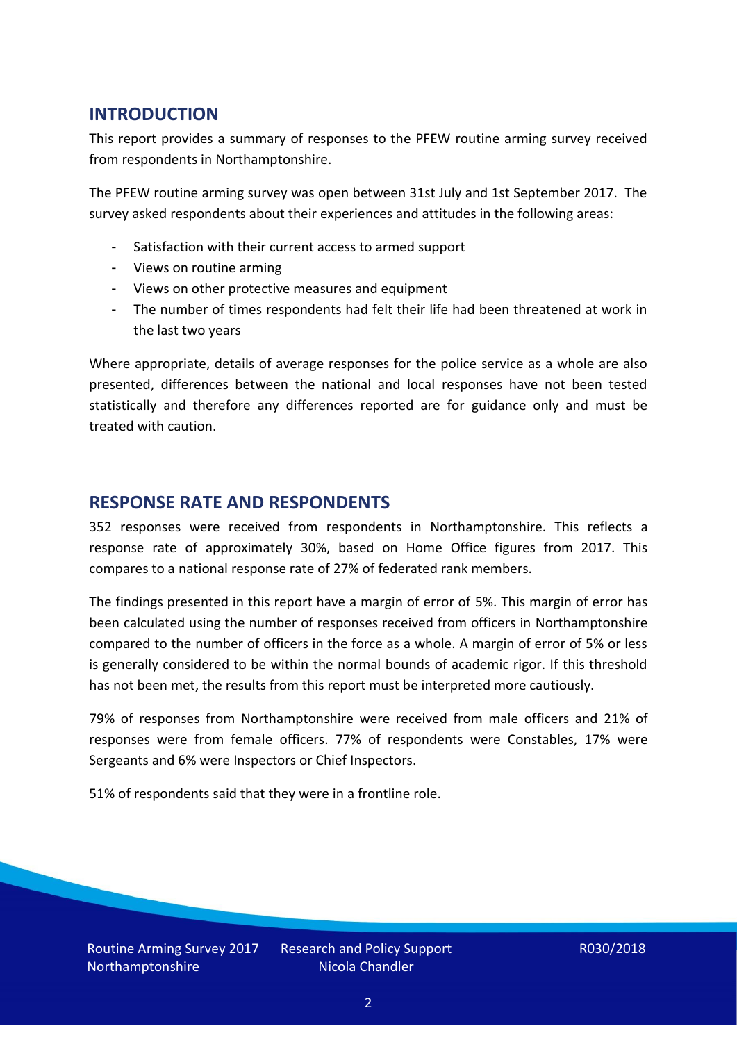## INTRODUCTION

This report provides a summary of responses to the PFEW routine arming survey received from respondents in Northamptonshire.

The PFEW routine arming survey was open between 31st July and 1st September 2017. The survey asked respondents about their experiences and attitudes in the following areas:

- Satisfaction with their current access to armed support
- Views on routine arming
- Views on other protective measures and equipment
- The number of times respondents had felt their life had been threatened at work in the last two years

Where appropriate, details of average responses for the police service as a whole are also presented, differences between the national and local responses have not been tested statistically and therefore any differences reported are for guidance only and must be treated with caution.

## RESPONSE RATE AND RESPONDENTS

352 responses were received from respondents in Northamptonshire. This reflects a response rate of approximately 30%, based on Home Office figures from 2017. This compares to a national response rate of 27% of federated rank members.

The findings presented in this report have a margin of error of 5%. This margin of error has been calculated using the number of responses received from officers in Northamptonshire compared to the number of officers in the force as a whole. A margin of error of 5% or less is generally considered to be within the normal bounds of academic rigor. If this threshold has not been met, the results from this report must be interpreted more cautiously.

79% of responses from Northamptonshire were received from male officers and 21% of responses were from female officers. 77% of respondents were Constables, 17% were Sergeants and 6% were Inspectors or Chief Inspectors.

51% of respondents said that they were in a frontline role.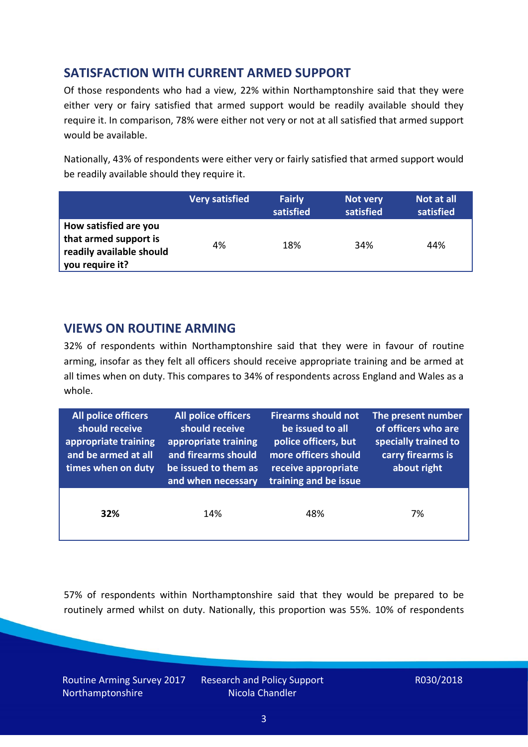## SATISFACTION WITH CURRENT ARMED SUPPORT

Of those respondents who had a view, 22% within Northamptonshire said that they were either very or fairy satisfied that armed support would be readily available should they require it. In comparison, 78% were either not very or not at all satisfied that armed support would be available.

Nationally, 43% of respondents were either very or fairly satisfied that armed support would be readily available should they require it.

| | Very satisfied | Fairly satisfied | Not very satisfied | Not at all satisfied |
|---|---|---|---|---|
| **How satisfied are you that armed support is readily available should you require it?** | 4% | 18% | 34% | 44% |

## VIEWS ON ROUTINE ARMING

32% of respondents within Northamptonshire said that they were in favour of routine arming, insofar as they felt all officers should receive appropriate training and be armed at all times when on duty. This compares to 34% of respondents across England and Wales as a whole.

| All police officers should receive appropriate training and be armed at all times when on duty | All police officers should receive appropriate training and firearms should be issued to them as and when necessary | Firearms should not be issued to all police officers, but more officers should receive appropriate training and be issue | The present number of officers who are specially trained to carry firearms is about right |
|---|---|---|---|
| **32%** | 14% | 48% | 7% |

57% of respondents within Northamptonshire said that they would be prepared to be routinely armed whilst on duty. Nationally, this proportion was 55%. 10% of respondents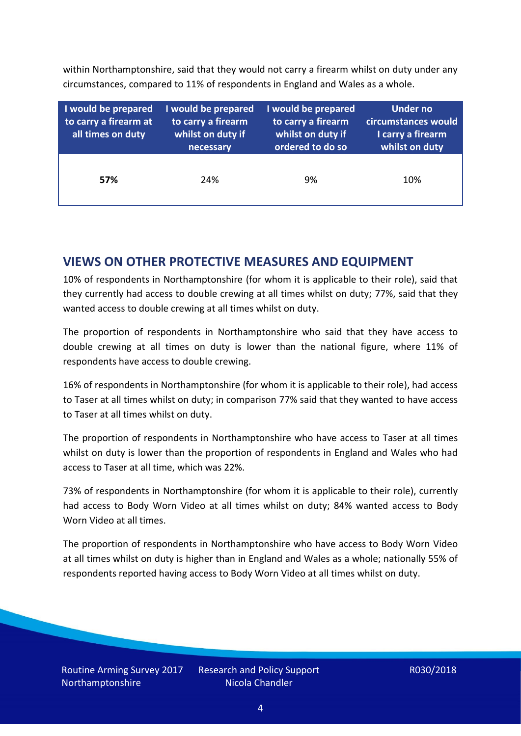within Northamptonshire, said that they would not carry a firearm whilst on duty under any circumstances, compared to 11% of respondents in England and Wales as a whole.

| I would be prepared to carry a firearm at all times on duty | I would be prepared to carry a firearm whilst on duty if necessary | I would be prepared to carry a firearm whilst on duty if ordered to do so | Under no circumstances would I carry a firearm whilst on duty |
|---|---|---|---|
| **57%** | 24% | 9% | 10% |

## VIEWS ON OTHER PROTECTIVE MEASURES AND EQUIPMENT

10% of respondents in Northamptonshire (for whom it is applicable to their role), said that they currently had access to double crewing at all times whilst on duty; 77%, said that they wanted access to double crewing at all times whilst on duty.

The proportion of respondents in Northamptonshire who said that they have access to double crewing at all times on duty is lower than the national figure, where 11% of respondents have access to double crewing.

16% of respondents in Northamptonshire (for whom it is applicable to their role), had access to Taser at all times whilst on duty; in comparison 77% said that they wanted to have access to Taser at all times whilst on duty.

The proportion of respondents in Northamptonshire who have access to Taser at all times whilst on duty is lower than the proportion of respondents in England and Wales who had access to Taser at all time, which was 22%.

73% of respondents in Northamptonshire (for whom it is applicable to their role), currently had access to Body Worn Video at all times whilst on duty; 84% wanted access to Body Worn Video at all times.

The proportion of respondents in Northamptonshire who have access to Body Worn Video at all times whilst on duty is higher than in England and Wales as a whole; nationally 55% of respondents reported having access to Body Worn Video at all times whilst on duty.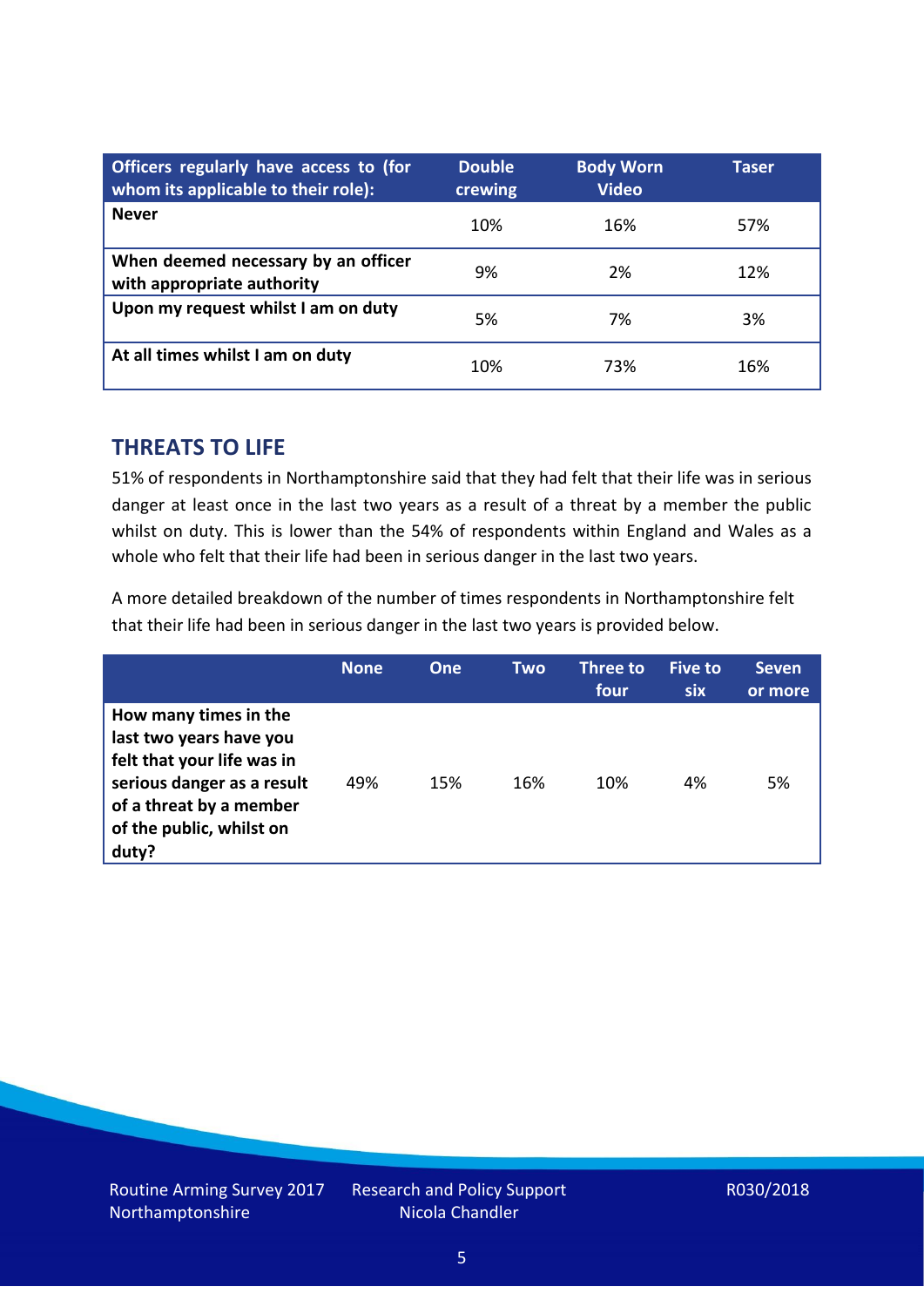| Officers regularly have access to (for whom its applicable to their role): | Double crewing | Body Worn Video | Taser |
|---|---|---|---|
| **Never** | 10% | 16% | 57% |
| **When deemed necessary by an officer with appropriate authority** | 9% | 2% | 12% |
| **Upon my request whilst I am on duty** | 5% | 7% | 3% |
| **At all times whilst I am on duty** | 10% | 73% | 16% |

## THREATS TO LIFE

51% of respondents in Northamptonshire said that they had felt that their life was in serious danger at least once in the last two years as a result of a threat by a member the public whilst on duty. This is lower than the 54% of respondents within England and Wales as a whole who felt that their life had been in serious danger in the last two years.

A more detailed breakdown of the number of times respondents in Northamptonshire felt that their life had been in serious danger in the last two years is provided below.

| | None | One | Two | Three to four | Five to six | Seven or more |
|---|---|---|---|---|---|---|
| **How many times in the last two years have you felt that your life was in serious danger as a result of a threat by a member of the public, whilst on duty?** | 49% | 15% | 16% | 10% | 4% | 5% |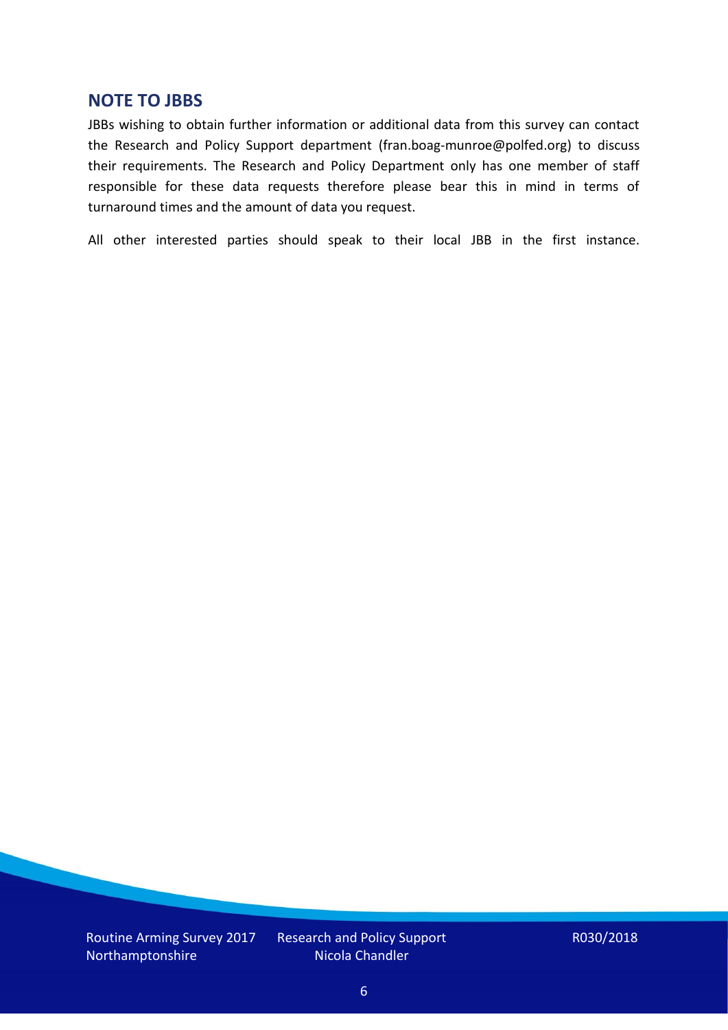## NOTE TO JBBS

JBBs wishing to obtain further information or additional data from this survey can contact the Research and Policy Support department (fran.boag-munroe@polfed.org) to discuss their requirements. The Research and Policy Department only has one member of staff responsible for these data requests therefore please bear this in mind in terms of turnaround times and the amount of data you request.

All other interested parties should speak to their local JBB in the first instance.